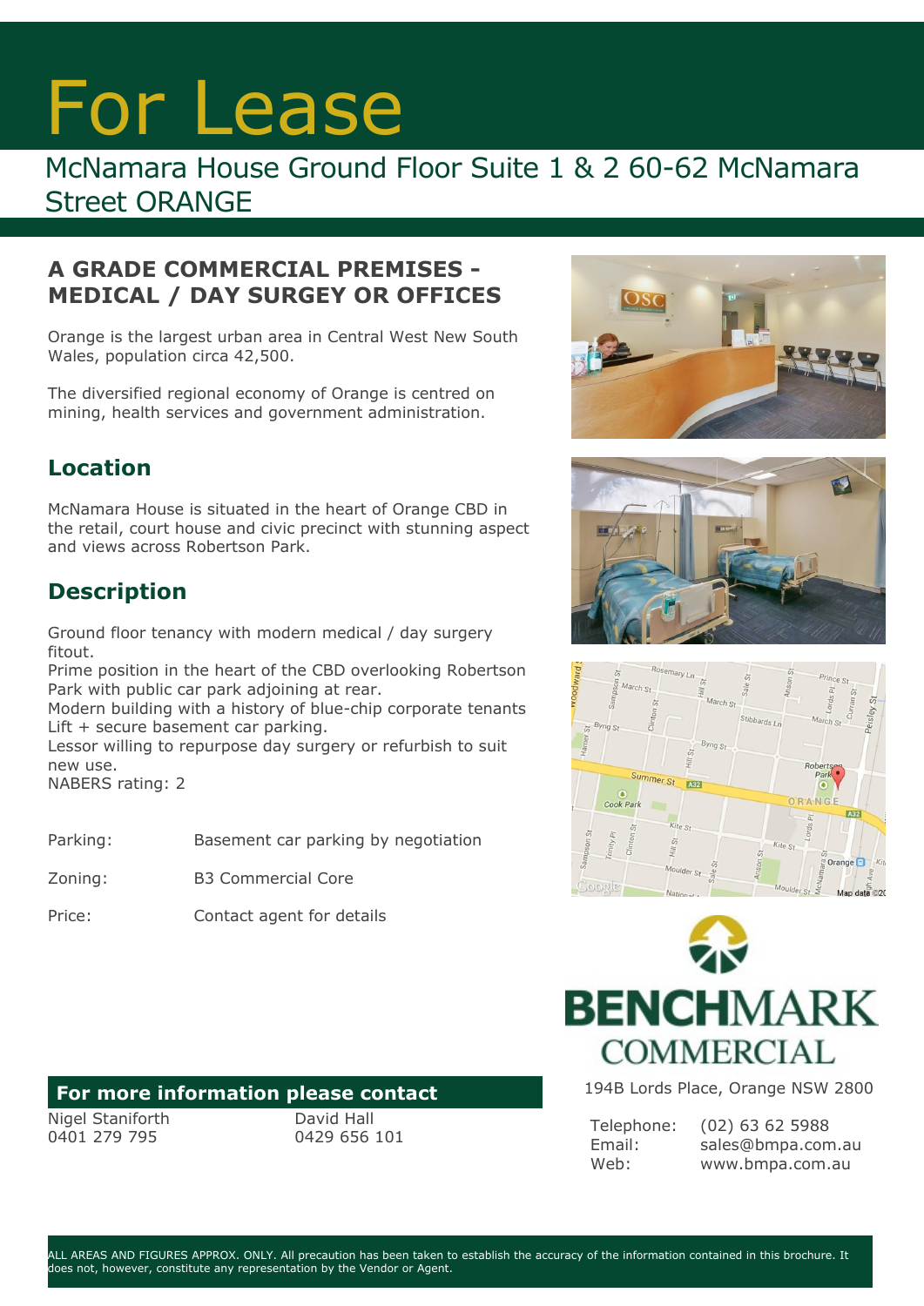# For Lease

## McNamara House Ground Floor Suite 1 & 2 60-62 McNamara Street ORANGE

### A GRADE COMMERCIAL PREMISES - MEDICAL / DAY SURGERY OR OFFICES

Orange is the largest urban area in Central West New South Wales, population circa 42,500.

The diversified regional economy of Orange is centred on mining, health services and government administration.

### Location

McNamara House is situated in the heart of Orange CBD in the retail, court house and civic precinct with stunning aspect and views across Robertson Park.

### Description

Ground floor tenancy with modern medical / day surgery fitout.
Prime position in the heart of the CBD overlooking Robertson Park with public car park adjoining at rear.
Modern building with a history of blue-chip corporate tenants
Lift + secure basement car parking.
Lessor willing to repurpose day surgery or refurbish to suit new use.
NABERS rating: 2

| | |
|---|---|
| Parking: | Basement car parking by negotiation |
| Zoning: | B3 Commercial Core |
| Price: | Contact agent for details |

**BENCHMARK COMMERCIAL**

194B Lords Place, Orange NSW 2800

| | |
|---|---|
| Telephone: | (02) 63 62 5988 |
| Email: | sales@bmpa.com.au |
| Web: | www.bmpa.com.au |

### For more information please contact

Nigel Staniforth
0401 279 795

David Hall
0429 656 101

ALL AREAS AND FIGURES APPROX. ONLY. All precaution has been taken to establish the accuracy of the information contained in this brochure. It does not, however, constitute any representation by the Vendor or Agent.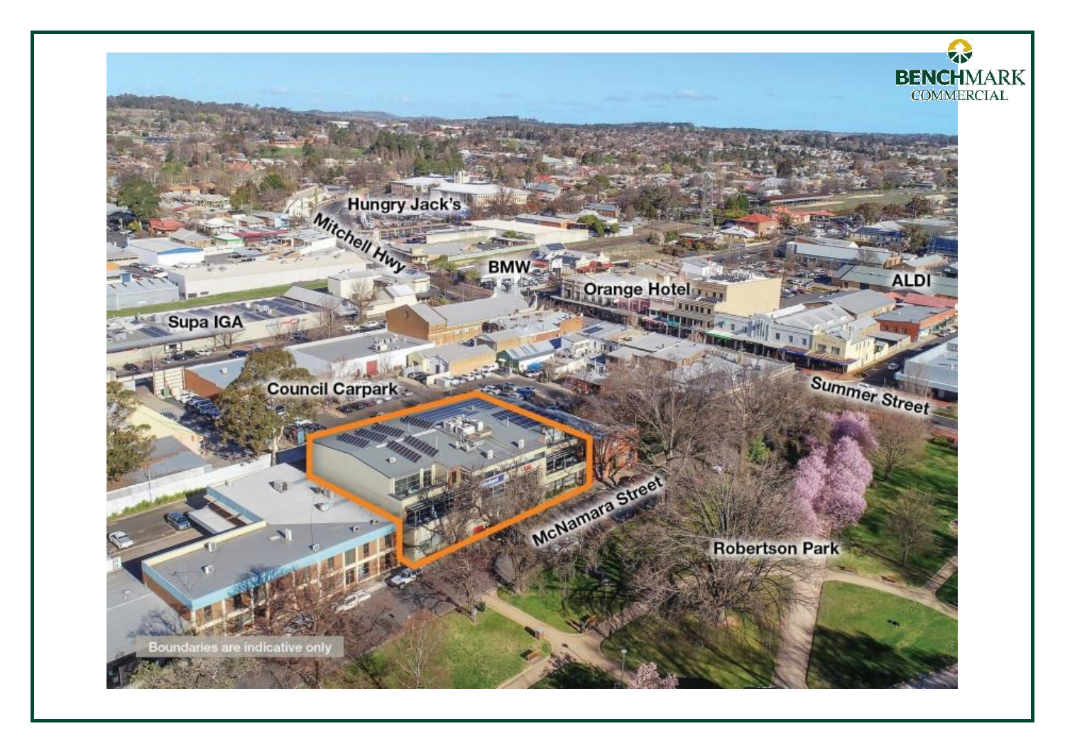BENCHMARK COMMERCIAL

Hungry Jack's

Mitchell Hwy

BMW

Orange Hotel

ALDI

Supa IGA

Council Carpark

Summer Street

McNamara Street

Robertson Park

Boundaries are indicative only